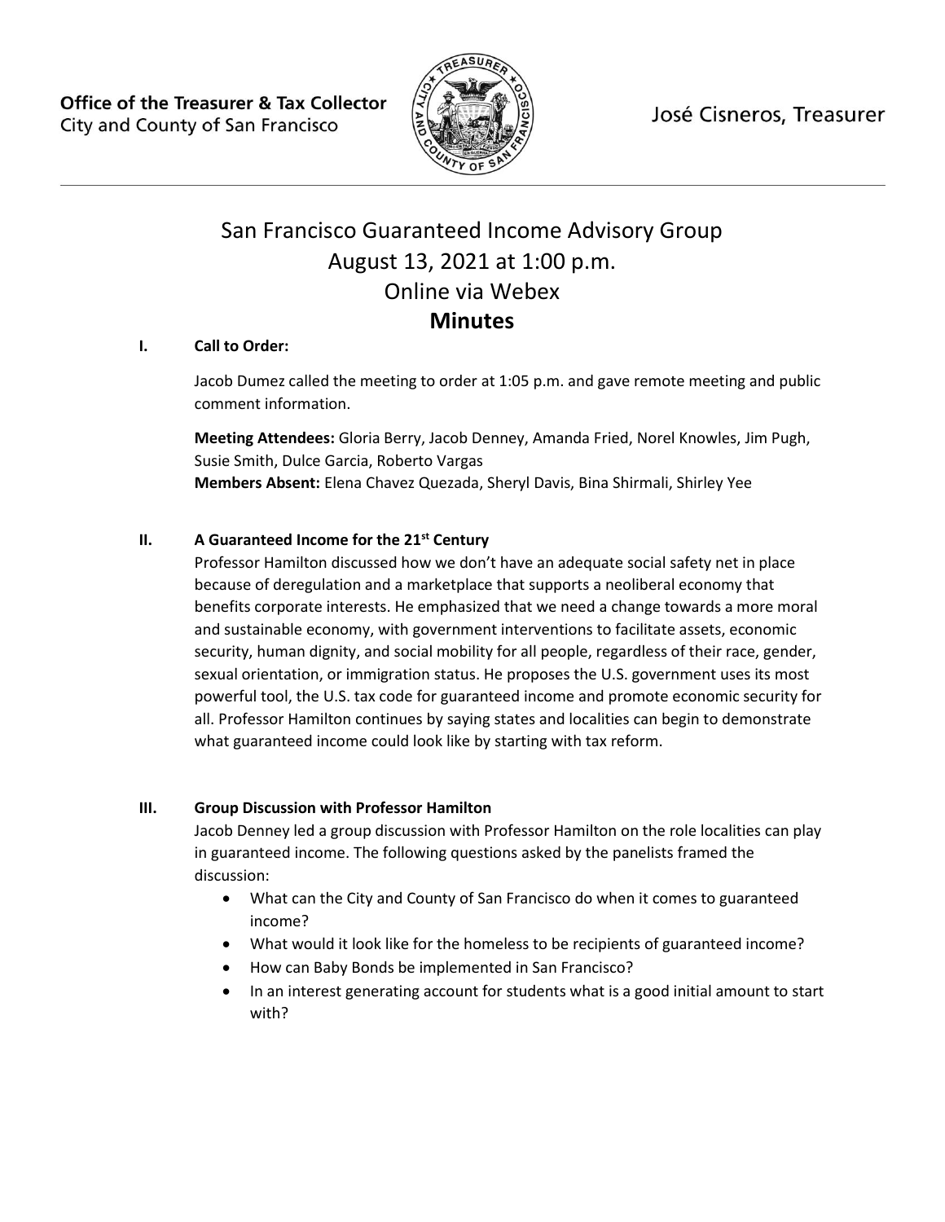Office of the Treasurer & Tax Collector
City and County of San Francisco

José Cisneros, Treasurer

# San Francisco Guaranteed Income Advisory Group
# August 13, 2021 at 1:00 p.m.
# Online via Webex
# Minutes

## I. Call to Order:

Jacob Dumez called the meeting to order at 1:05 p.m. and gave remote meeting and public comment information.

**Meeting Attendees:** Gloria Berry, Jacob Denney, Amanda Fried, Norel Knowles, Jim Pugh, Susie Smith, Dulce Garcia, Roberto Vargas
**Members Absent:** Elena Chavez Quezada, Sheryl Davis, Bina Shirmali, Shirley Yee

## II. A Guaranteed Income for the 21st Century

Professor Hamilton discussed how we don't have an adequate social safety net in place because of deregulation and a marketplace that supports a neoliberal economy that benefits corporate interests. He emphasized that we need a change towards a more moral and sustainable economy, with government interventions to facilitate assets, economic security, human dignity, and social mobility for all people, regardless of their race, gender, sexual orientation, or immigration status. He proposes the U.S. government uses its most powerful tool, the U.S. tax code for guaranteed income and promote economic security for all. Professor Hamilton continues by saying states and localities can begin to demonstrate what guaranteed income could look like by starting with tax reform.

## III. Group Discussion with Professor Hamilton

Jacob Denney led a group discussion with Professor Hamilton on the role localities can play in guaranteed income. The following questions asked by the panelists framed the discussion:

- What can the City and County of San Francisco do when it comes to guaranteed income?
- What would it look like for the homeless to be recipients of guaranteed income?
- How can Baby Bonds be implemented in San Francisco?
- In an interest generating account for students what is a good initial amount to start with?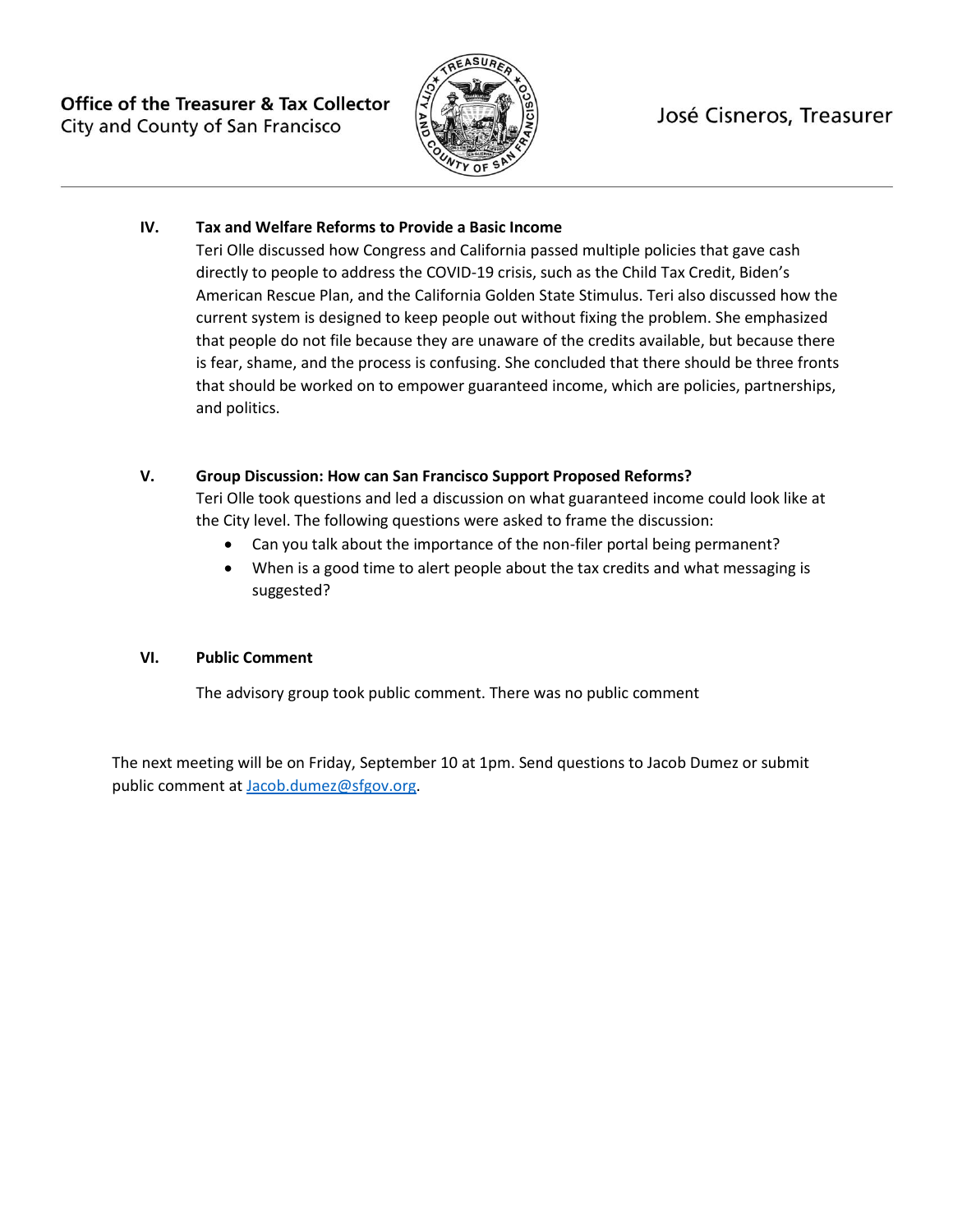IV. **Tax and Welfare Reforms to Provide a Basic Income**

Teri Olle discussed how Congress and California passed multiple policies that gave cash directly to people to address the COVID-19 crisis, such as the Child Tax Credit, Biden's American Rescue Plan, and the California Golden State Stimulus. Teri also discussed how the current system is designed to keep people out without fixing the problem. She emphasized that people do not file because they are unaware of the credits available, but because there is fear, shame, and the process is confusing. She concluded that there should be three fronts that should be worked on to empower guaranteed income, which are policies, partnerships, and politics.

V. **Group Discussion: How can San Francisco Support Proposed Reforms?**

Teri Olle took questions and led a discussion on what guaranteed income could look like at the City level. The following questions were asked to frame the discussion:

- Can you talk about the importance of the non-filer portal being permanent?
- When is a good time to alert people about the tax credits and what messaging is suggested?

VI. **Public Comment**

The advisory group took public comment. There was no public comment

The next meeting will be on Friday, September 10 at 1pm. Send questions to Jacob Dumez or submit public comment at Jacob.dumez@sfgov.org.